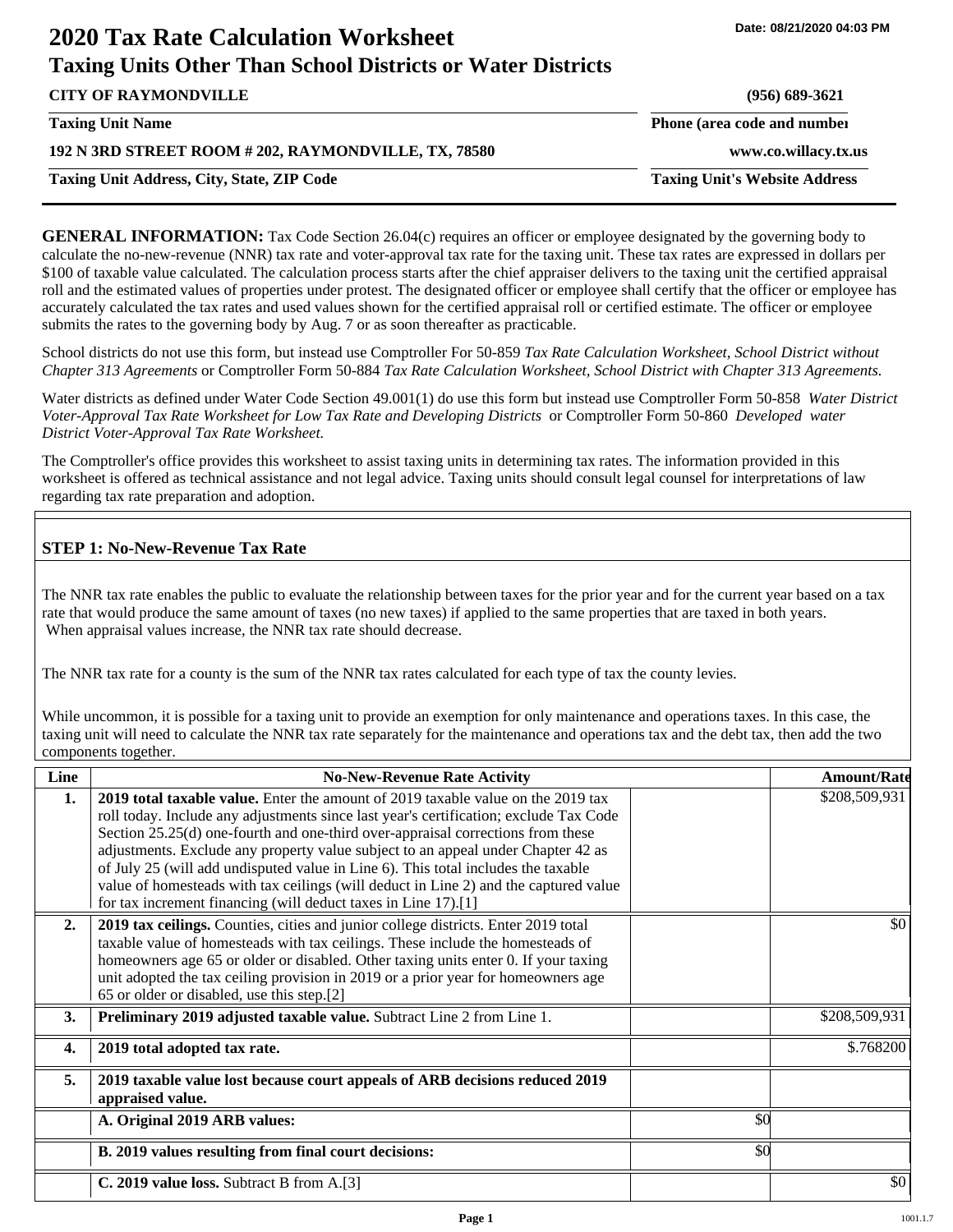# 2020 Tax Rate Calculation Worksheet

Date: 08/21/2020 04:03 PM

## Taxing Units Other Than School Districts or Water Districts

**CITY OF RAYMONDVILLE** — **(956) 689-3621**

**Taxing Unit Name** — **Phone (area code and number)**

**192 N 3RD STREET ROOM # 202, RAYMONDVILLE, TX, 78580** — **www.co.willacy.tx.us**

**Taxing Unit Address, City, State, ZIP Code** — **Taxing Unit's Website Address**

**GENERAL INFORMATION:** Tax Code Section 26.04(c) requires an officer or employee designated by the governing body to calculate the no-new-revenue (NNR) tax rate and voter-approval tax rate for the taxing unit. These tax rates are expressed in dollars per $100 of taxable value calculated. The calculation process starts after the chief appraiser delivers to the taxing unit the certified appraisal roll and the estimated values of properties under protest. The designated officer or employee shall certify that the officer or employee has accurately calculated the tax rates and used values shown for the certified appraisal roll or certified estimate. The officer or employee submits the rates to the governing body by Aug. 7 or as soon thereafter as practicable.

School districts do not use this form, but instead use Comptroller For 50-859 *Tax Rate Calculation Worksheet, School District without Chapter 313 Agreements* or Comptroller Form 50-884 *Tax Rate Calculation Worksheet, School District with Chapter 313 Agreements.*

Water districts as defined under Water Code Section 49.001(1) do use this form but instead use Comptroller Form 50-858 *Water District Voter-Approval Tax Rate Worksheet for Low Tax Rate and Developing Districts* or Comptroller Form 50-860 *Developed water District Voter-Approval Tax Rate Worksheet.*

The Comptroller's office provides this worksheet to assist taxing units in determining tax rates. The information provided in this worksheet is offered as technical assistance and not legal advice. Taxing units should consult legal counsel for interpretations of law regarding tax rate preparation and adoption.

### STEP 1: No-New-Revenue Tax Rate

The NNR tax rate enables the public to evaluate the relationship between taxes for the prior year and for the current year based on a tax rate that would produce the same amount of taxes (no new taxes) if applied to the same properties that are taxed in both years. When appraisal values increase, the NNR tax rate should decrease.

The NNR tax rate for a county is the sum of the NNR tax rates calculated for each type of tax the county levies.

While uncommon, it is possible for a taxing unit to provide an exemption for only maintenance and operations taxes. In this case, the taxing unit will need to calculate the NNR tax rate separately for the maintenance and operations tax and the debt tax, then add the two components together.

| Line | No-New-Revenue Rate Activity | | Amount/Rate |
|---|---|---|---|
| 1. | **2019 total taxable value.** Enter the amount of 2019 taxable value on the 2019 tax roll today. Include any adjustments since last year's certification; exclude Tax Code Section 25.25(d) one-fourth and one-third over-appraisal corrections from these adjustments. Exclude any property value subject to an appeal under Chapter 42 as of July 25 (will add undisputed value in Line 6). This total includes the taxable value of homesteads with tax ceilings (will deduct in Line 2) and the captured value for tax increment financing (will deduct taxes in Line 17).[1] | | $208,509,931 |
| 2. | **2019 tax ceilings.** Counties, cities and junior college districts. Enter 2019 total taxable value of homesteads with tax ceilings. These include the homesteads of homeowners age 65 or older or disabled. Other taxing units enter 0. If your taxing unit adopted the tax ceiling provision in 2019 or a prior year for homeowners age 65 or older or disabled, use this step.[2] | | $0 |
| 3. | **Preliminary 2019 adjusted taxable value.** Subtract Line 2 from Line 1. | | $208,509,931 |
| 4. | **2019 total adopted tax rate.** | | $.768200 |
| 5. | **2019 taxable value lost because court appeals of ARB decisions reduced 2019 appraised value.** | | |
| | **A. Original 2019 ARB values:** | $0 | |
| | **B. 2019 values resulting from final court decisions:** | $0 | |
| | **C. 2019 value loss.** Subtract B from A.[3] | | $0 |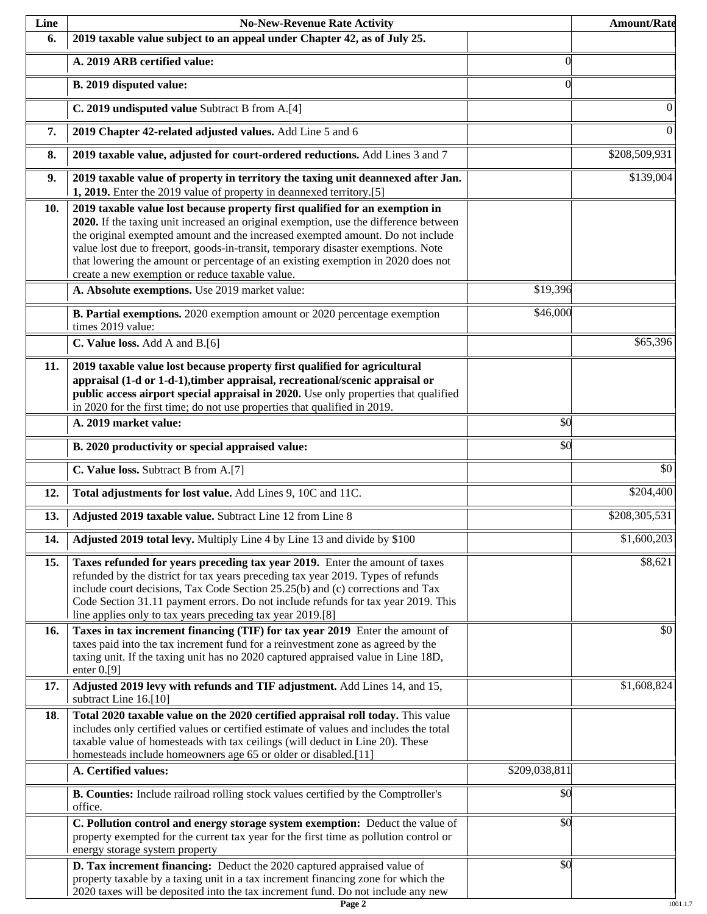| Line | No-New-Revenue Rate Activity | | Amount/Rate |
|---|---|---|---|
| **6.** | **2019 taxable value subject to an appeal under Chapter 42, as of July 25.** | | |
| | **A. 2019 ARB certified value:** | 0 | |
| | **B. 2019 disputed value:** | 0 | |
| | **C. 2019 undisputed value** Subtract B from A.[4] | | 0 |
| **7.** | **2019 Chapter 42-related adjusted values.** Add Line 5 and 6 | | 0 |
| **8.** | **2019 taxable value, adjusted for court-ordered reductions.** Add Lines 3 and 7 | | $208,509,931 |
| **9.** | **2019 taxable value of property in territory the taxing unit deannexed after Jan. 1, 2019.** Enter the 2019 value of property in deannexed territory.[5] | | $139,004 |
| **10.** | **2019 taxable value lost because property first qualified for an exemption in 2020.** If the taxing unit increased an original exemption, use the difference between the original exempted amount and the increased exempted amount. Do not include value lost due to freeport, goods-in-transit, temporary disaster exemptions. Note that lowering the amount or percentage of an existing exemption in 2020 does not create a new exemption or reduce taxable value. | | |
| | **A. Absolute exemptions.** Use 2019 market value: | $19,396 | |
| | **B. Partial exemptions.** 2020 exemption amount or 2020 percentage exemption times 2019 value: | $46,000 | |
| | **C. Value loss.** Add A and B.[6] | | $65,396 |
| **11.** | **2019 taxable value lost because property first qualified for agricultural appraisal (1-d or 1-d-1),timber appraisal, recreational/scenic appraisal or public access airport special appraisal in 2020.** Use only properties that qualified in 2020 for the first time; do not use properties that qualified in 2019. | | |
| | **A. 2019 market value:** | $0 | |
| | **B. 2020 productivity or special appraised value:** | $0 | |
| | **C. Value loss.** Subtract B from A.[7] | | $0 |
| **12.** | **Total adjustments for lost value.** Add Lines 9, 10C and 11C. | | $204,400 |
| **13.** | **Adjusted 2019 taxable value.** Subtract Line 12 from Line 8 | | $208,305,531 |
| **14.** | **Adjusted 2019 total levy.** Multiply Line 4 by Line 13 and divide by $100 | | $1,600,203 |
| **15.** | **Taxes refunded for years preceding tax year 2019.** Enter the amount of taxes refunded by the district for tax years preceding tax year 2019. Types of refunds include court decisions, Tax Code Section 25.25(b) and (c) corrections and Tax Code Section 31.11 payment errors. Do not include refunds for tax year 2019. This line applies only to tax years preceding tax year 2019.[8] | | $8,621 |
| **16.** | **Taxes in tax increment financing (TIF) for tax year 2019** Enter the amount of taxes paid into the tax increment fund for a reinvestment zone as agreed by the taxing unit. If the taxing unit has no 2020 captured appraised value in Line 18D, enter 0.[9] | | $0 |
| **17.** | **Adjusted 2019 levy with refunds and TIF adjustment.** Add Lines 14, and 15, subtract Line 16.[10] | | $1,608,824 |
| **18.** | **Total 2020 taxable value on the 2020 certified appraisal roll today.** This value includes only certified values or certified estimate of values and includes the total taxable value of homesteads with tax ceilings (will deduct in Line 20). These homesteads include homeowners age 65 or older or disabled.[11] | | |
| | **A. Certified values:** | $209,038,811 | |
| | **B. Counties:** Include railroad rolling stock values certified by the Comptroller's office. | $0 | |
| | **C. Pollution control and energy storage system exemption:** Deduct the value of property exempted for the current tax year for the first time as pollution control or energy storage system property | $0 | |
| | **D. Tax increment financing:** Deduct the 2020 captured appraised value of property taxable by a taxing unit in a tax increment financing zone for which the 2020 taxes will be deposited into the tax increment fund. Do not include any new | $0 | |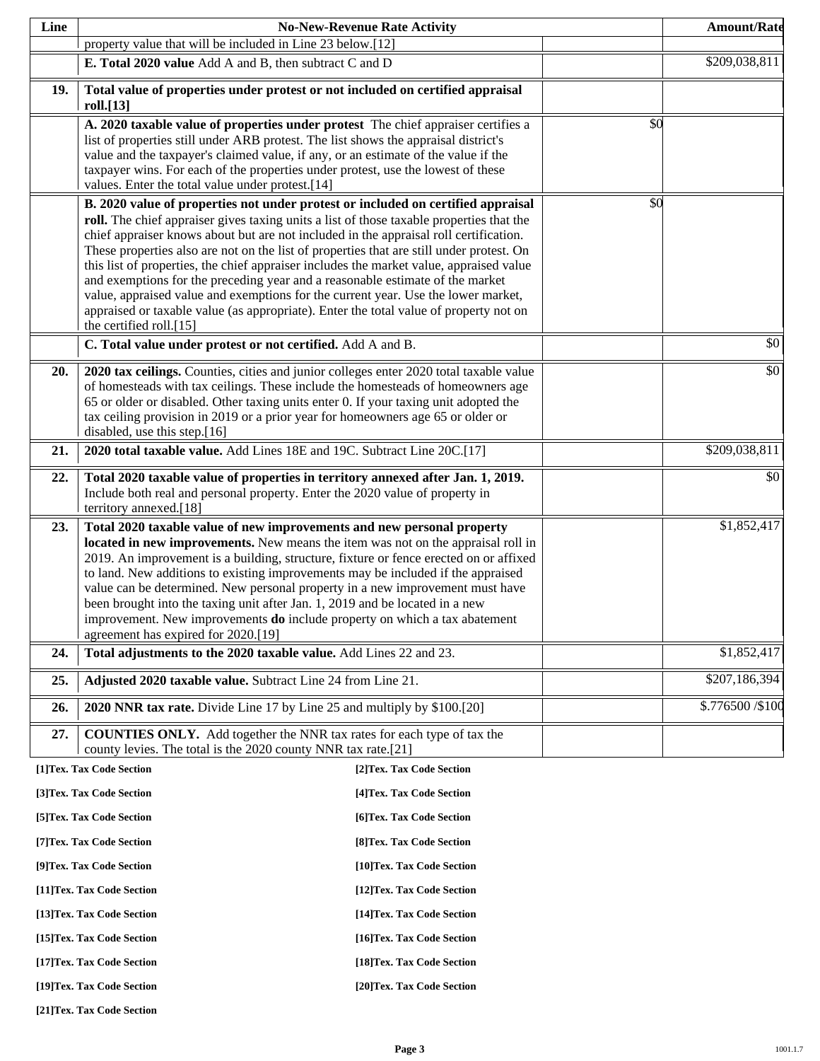| Line | No-New-Revenue Rate Activity | | Amount/Rate |
|---|---|---|---|
| | property value that will be included in Line 23 below.[12] | | |
| | **E. Total 2020 value** Add A and B, then subtract C and D | | $209,038,811 |
| **19.** | **Total value of properties under protest or not included on certified appraisal roll.[13]** | | |
| | **A. 2020 taxable value of properties under protest** The chief appraiser certifies a list of properties still under ARB protest. The list shows the appraisal district's value and the taxpayer's claimed value, if any, or an estimate of the value if the taxpayer wins. For each of the properties under protest, use the lowest of these values. Enter the total value under protest.[14] | $0 | |
| | **B. 2020 value of properties not under protest or included on certified appraisal roll.** The chief appraiser gives taxing units a list of those taxable properties that the chief appraiser knows about but are not included in the appraisal roll certification. These properties also are not on the list of properties that are still under protest. On this list of properties, the chief appraiser includes the market value, appraised value and exemptions for the preceding year and a reasonable estimate of the market value, appraised value and exemptions for the current year. Use the lower market, appraised or taxable value (as appropriate). Enter the total value of property not on the certified roll.[15] | $0 | |
| | **C. Total value under protest or not certified.** Add A and B. | | $0 |
| **20.** | **2020 tax ceilings.** Counties, cities and junior colleges enter 2020 total taxable value of homesteads with tax ceilings. These include the homesteads of homeowners age 65 or older or disabled. Other taxing units enter 0. If your taxing unit adopted the tax ceiling provision in 2019 or a prior year for homeowners age 65 or older or disabled, use this step.[16] | | $0 |
| **21.** | **2020 total taxable value.** Add Lines 18E and 19C. Subtract Line 20C.[17] | | $209,038,811 |
| **22.** | **Total 2020 taxable value of properties in territory annexed after Jan. 1, 2019.** Include both real and personal property. Enter the 2020 value of property in territory annexed.[18] | | $0 |
| **23.** | **Total 2020 taxable value of new improvements and new personal property located in new improvements.** New means the item was not on the appraisal roll in 2019. An improvement is a building, structure, fixture or fence erected on or affixed to land. New additions to existing improvements may be included if the appraised value can be determined. New personal property in a new improvement must have been brought into the taxing unit after Jan. 1, 2019 and be located in a new improvement. New improvements **do** include property on which a tax abatement agreement has expired for 2020.[19] | | $1,852,417 |
| **24.** | **Total adjustments to the 2020 taxable value.** Add Lines 22 and 23. | | $1,852,417 |
| **25.** | **Adjusted 2020 taxable value.** Subtract Line 24 from Line 21. | | $207,186,394 |
| **26.** | **2020 NNR tax rate.** Divide Line 17 by Line 25 and multiply by $100.[20] | | $.776500 /$100 |
| **27.** | **COUNTIES ONLY.** Add together the NNR tax rates for each type of tax the county levies. The total is the 2020 county NNR tax rate.[21] | | |

**[1]Tex. Tax Code Section**
**[2]Tex. Tax Code Section**
**[3]Tex. Tax Code Section**
**[4]Tex. Tax Code Section**
**[5]Tex. Tax Code Section**
**[6]Tex. Tax Code Section**
**[7]Tex. Tax Code Section**
**[8]Tex. Tax Code Section**
**[9]Tex. Tax Code Section**
**[10]Tex. Tax Code Section**
**[11]Tex. Tax Code Section**
**[12]Tex. Tax Code Section**
**[13]Tex. Tax Code Section**
**[14]Tex. Tax Code Section**
**[15]Tex. Tax Code Section**
**[16]Tex. Tax Code Section**
**[17]Tex. Tax Code Section**
**[18]Tex. Tax Code Section**
**[19]Tex. Tax Code Section**
**[20]Tex. Tax Code Section**
**[21]Tex. Tax Code Section**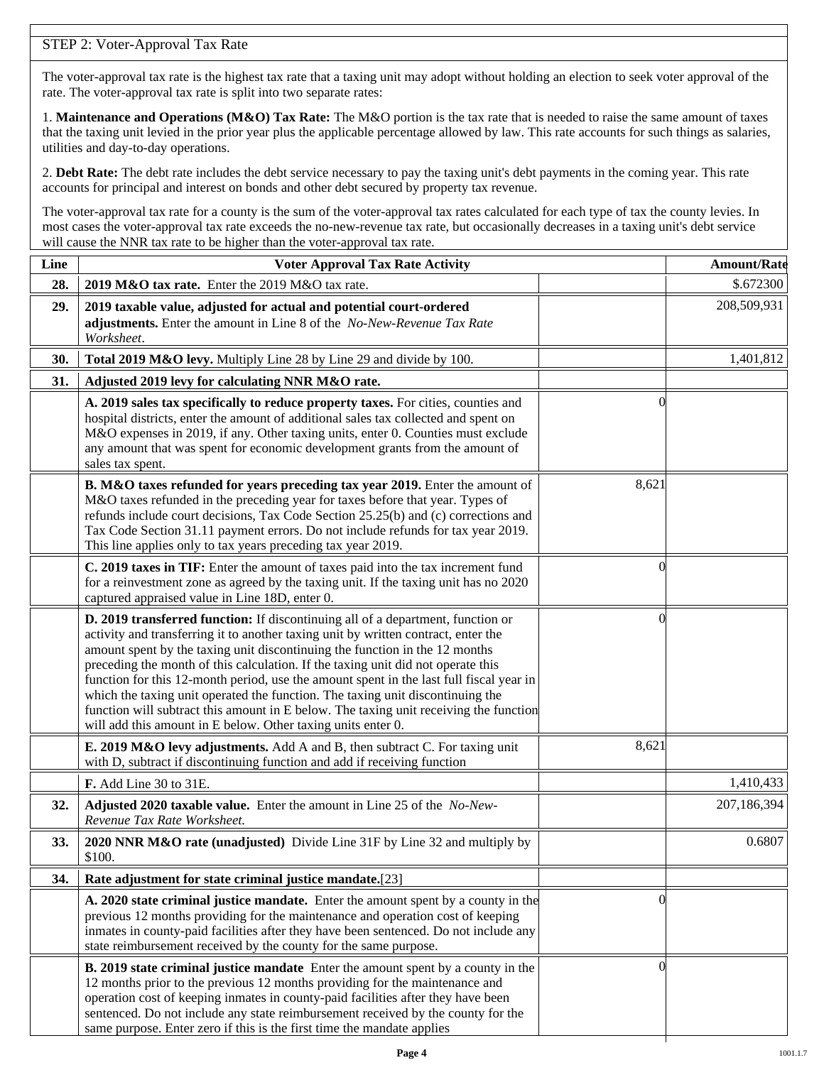## STEP 2: Voter-Approval Tax Rate

The voter-approval tax rate is the highest tax rate that a taxing unit may adopt without holding an election to seek voter approval of the rate. The voter-approval tax rate is split into two separate rates:

1. **Maintenance and Operations (M&O) Tax Rate:** The M&O portion is the tax rate that is needed to raise the same amount of taxes that the taxing unit levied in the prior year plus the applicable percentage allowed by law. This rate accounts for such things as salaries, utilities and day-to-day operations.

2. **Debt Rate:** The debt rate includes the debt service necessary to pay the taxing unit's debt payments in the coming year. This rate accounts for principal and interest on bonds and other debt secured by property tax revenue.

The voter-approval tax rate for a county is the sum of the voter-approval tax rates calculated for each type of tax the county levies. In most cases the voter-approval tax rate exceeds the no-new-revenue tax rate, but occasionally decreases in a taxing unit's debt service will cause the NNR tax rate to be higher than the voter-approval tax rate.

| Line | Voter Approval Tax Rate Activity | | Amount/Rate |
|---|---|---|---|
| **28.** | **2019 M&O tax rate.** Enter the 2019 M&O tax rate. | | $.672300 |
| **29.** | **2019 taxable value, adjusted for actual and potential court-ordered adjustments.** Enter the amount in Line 8 of the *No-New-Revenue Tax Rate Worksheet*. | | 208,509,931 |
| **30.** | **Total 2019 M&O levy.** Multiply Line 28 by Line 29 and divide by 100. | | 1,401,812 |
| **31.** | **Adjusted 2019 levy for calculating NNR M&O rate.** | | |
| | **A. 2019 sales tax specifically to reduce property taxes.** For cities, counties and hospital districts, enter the amount of additional sales tax collected and spent on M&O expenses in 2019, if any. Other taxing units, enter 0. Counties must exclude any amount that was spent for economic development grants from the amount of sales tax spent. | 0 | |
| | **B. M&O taxes refunded for years preceding tax year 2019.** Enter the amount of M&O taxes refunded in the preceding year for taxes before that year. Types of refunds include court decisions, Tax Code Section 25.25(b) and (c) corrections and Tax Code Section 31.11 payment errors. Do not include refunds for tax year 2019. This line applies only to tax years preceding tax year 2019. | 8,621 | |
| | **C. 2019 taxes in TIF:** Enter the amount of taxes paid into the tax increment fund for a reinvestment zone as agreed by the taxing unit. If the taxing unit has no 2020 captured appraised value in Line 18D, enter 0. | 0 | |
| | **D. 2019 transferred function:** If discontinuing all of a department, function or activity and transferring it to another taxing unit by written contract, enter the amount spent by the taxing unit discontinuing the function in the 12 months preceding the month of this calculation. If the taxing unit did not operate this function for this 12-month period, use the amount spent in the last full fiscal year in which the taxing unit operated the function. The taxing unit discontinuing the function will subtract this amount in E below. The taxing unit receiving the function will add this amount in E below. Other taxing units enter 0. | 0 | |
| | **E. 2019 M&O levy adjustments.** Add A and B, then subtract C. For taxing unit with D, subtract if discontinuing function and add if receiving function | 8,621 | |
| | **F.** Add Line 30 to 31E. | | 1,410,433 |
| **32.** | **Adjusted 2020 taxable value.** Enter the amount in Line 25 of the *No-New-Revenue Tax Rate Worksheet.* | | 207,186,394 |
| **33.** | **2020 NNR M&O rate (unadjusted)** Divide Line 31F by Line 32 and multiply by $100. | | 0.6807 |
| **34.** | **Rate adjustment for state criminal justice mandate.**[23] | | |
| | **A. 2020 state criminal justice mandate.** Enter the amount spent by a county in the previous 12 months providing for the maintenance and operation cost of keeping inmates in county-paid facilities after they have been sentenced. Do not include any state reimbursement received by the county for the same purpose. | 0 | |
| | **B. 2019 state criminal justice mandate** Enter the amount spent by a county in the 12 months prior to the previous 12 months providing for the maintenance and operation cost of keeping inmates in county-paid facilities after they have been sentenced. Do not include any state reimbursement received by the county for the same purpose. Enter zero if this is the first time the mandate applies | 0 | |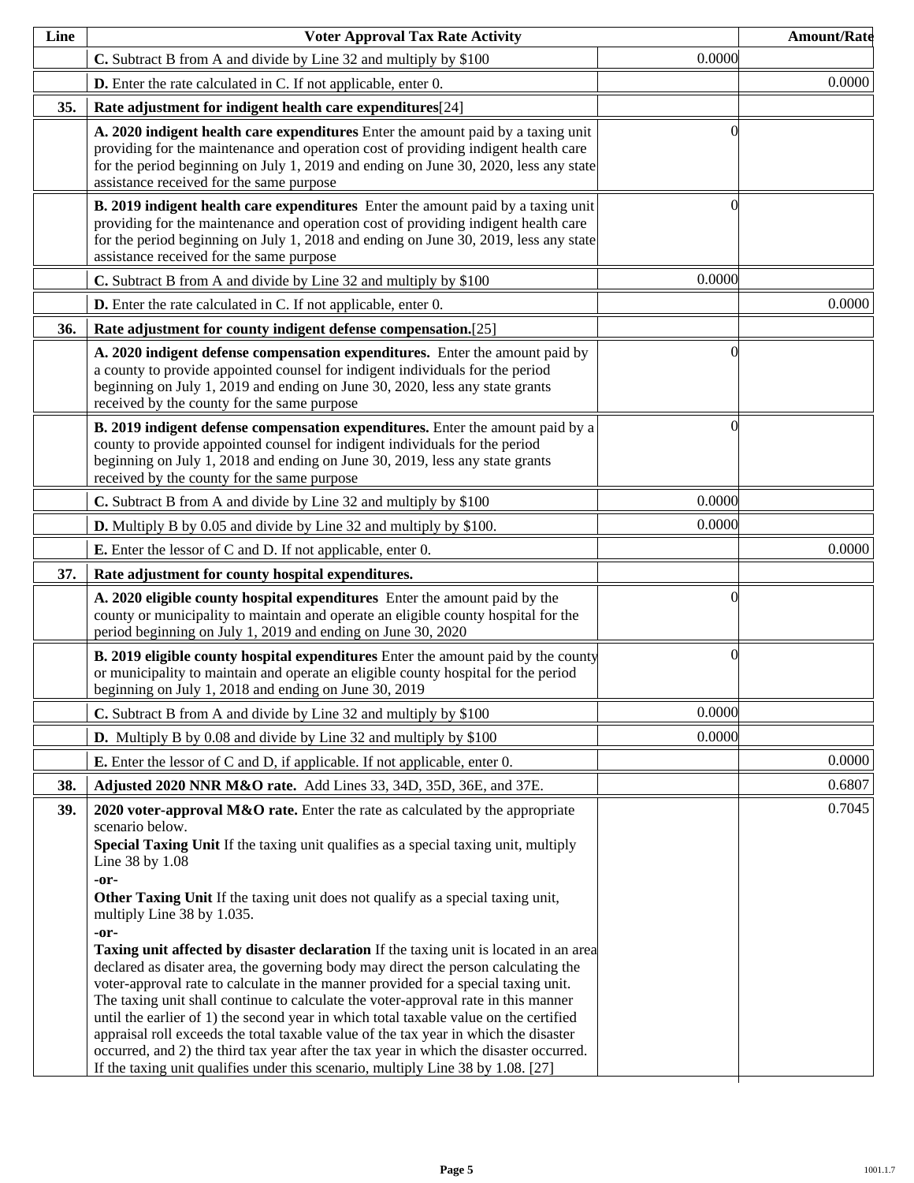| Line | Voter Approval Tax Rate Activity | | Amount/Rate |
|---|---|---|---|
| | **C.** Subtract B from A and divide by Line 32 and multiply by $100 | 0.0000 | |
| | **D.** Enter the rate calculated in C. If not applicable, enter 0. | | 0.0000 |
| **35.** | **Rate adjustment for indigent health care expenditures**[24] | | |
| | **A. 2020 indigent health care expenditures** Enter the amount paid by a taxing unit providing for the maintenance and operation cost of providing indigent health care for the period beginning on July 1, 2019 and ending on June 30, 2020, less any state assistance received for the same purpose | 0 | |
| | **B. 2019 indigent health care expenditures** Enter the amount paid by a taxing unit providing for the maintenance and operation cost of providing indigent health care for the period beginning on July 1, 2018 and ending on June 30, 2019, less any state assistance received for the same purpose | 0 | |
| | **C.** Subtract B from A and divide by Line 32 and multiply by $100 | 0.0000 | |
| | **D.** Enter the rate calculated in C. If not applicable, enter 0. | | 0.0000 |
| **36.** | **Rate adjustment for county indigent defense compensation.**[25] | | |
| | **A. 2020 indigent defense compensation expenditures.** Enter the amount paid by a county to provide appointed counsel for indigent individuals for the period beginning on July 1, 2019 and ending on June 30, 2020, less any state grants received by the county for the same purpose | 0 | |
| | **B. 2019 indigent defense compensation expenditures.** Enter the amount paid by a county to provide appointed counsel for indigent individuals for the period beginning on July 1, 2018 and ending on June 30, 2019, less any state grants received by the county for the same purpose | 0 | |
| | **C.** Subtract B from A and divide by Line 32 and multiply by $100 | 0.0000 | |
| | **D.** Multiply B by 0.05 and divide by Line 32 and multiply by $100. | 0.0000 | |
| | **E.** Enter the lessor of C and D. If not applicable, enter 0. | | 0.0000 |
| **37.** | **Rate adjustment for county hospital expenditures.** | | |
| | **A. 2020 eligible county hospital expenditures** Enter the amount paid by the county or municipality to maintain and operate an eligible county hospital for the period beginning on July 1, 2019 and ending on June 30, 2020 | 0 | |
| | **B. 2019 eligible county hospital expenditures** Enter the amount paid by the county or municipality to maintain and operate an eligible county hospital for the period beginning on July 1, 2018 and ending on June 30, 2019 | 0 | |
| | **C.** Subtract B from A and divide by Line 32 and multiply by $100 | 0.0000 | |
| | **D.** Multiply B by 0.08 and divide by Line 32 and multiply by $100 | 0.0000 | |
| | **E.** Enter the lessor of C and D, if applicable. If not applicable, enter 0. | | 0.0000 |
| **38.** | **Adjusted 2020 NNR M&O rate.** Add Lines 33, 34D, 35D, 36E, and 37E. | | 0.6807 |
| **39.** | **2020 voter-approval M&O rate.** Enter the rate as calculated by the appropriate scenario below.<br>**Special Taxing Unit** If the taxing unit qualifies as a special taxing unit, multiply Line 38 by 1.08<br>**-or-**<br>**Other Taxing Unit** If the taxing unit does not qualify as a special taxing unit, multiply Line 38 by 1.035.<br>**-or-**<br>**Taxing unit affected by disaster declaration** If the taxing unit is located in an area declared as disater area, the governing body may direct the person calculating the voter-approval rate to calculate in the manner provided for a special taxing unit. The taxing unit shall continue to calculate the voter-approval rate in this manner until the earlier of 1) the second year in which total taxable value on the certified appraisal roll exceeds the total taxable value of the tax year in which the disaster occurred, and 2) the third tax year after the tax year in which the disaster occurred. If the taxing unit qualifies under this scenario, multiply Line 38 by 1.08. [27] | | 0.7045 |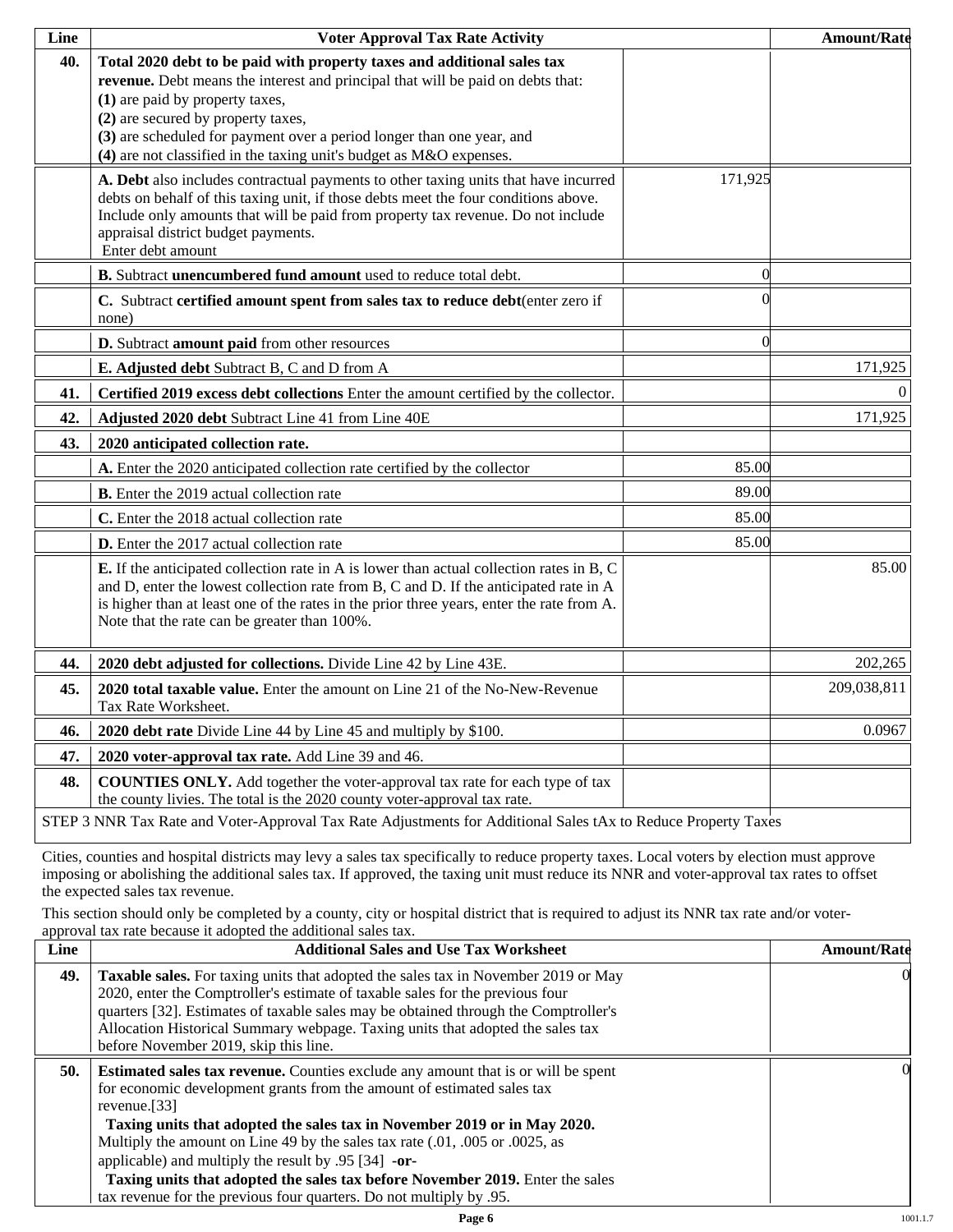| Line | Voter Approval Tax Rate Activity | | Amount/Rate |
|---|---|---|---|
| 40. | **Total 2020 debt to be paid with property taxes and additional sales tax revenue.** Debt means the interest and principal that will be paid on debts that:<br>**(1)** are paid by property taxes,<br>**(2)** are secured by property taxes,<br>**(3)** are scheduled for payment over a period longer than one year, and<br>**(4)** are not classified in the taxing unit's budget as M&O expenses. | | |
| | **A. Debt** also includes contractual payments to other taxing units that have incurred debts on behalf of this taxing unit, if those debts meet the four conditions above. Include only amounts that will be paid from property tax revenue. Do not include appraisal district budget payments.<br>Enter debt amount | 171,925 | |
| | **B.** Subtract **unencumbered fund amount** used to reduce total debt. | 0 | |
| | **C.** Subtract **certified amount spent from sales tax to reduce debt**(enter zero if none) | 0 | |
| | **D.** Subtract **amount paid** from other resources | 0 | |
| | **E. Adjusted debt** Subtract B, C and D from A | | 171,925 |
| 41. | **Certified 2019 excess debt collections** Enter the amount certified by the collector. | | 0 |
| 42. | **Adjusted 2020 debt** Subtract Line 41 from Line 40E | | 171,925 |
| 43. | **2020 anticipated collection rate.** | | |
| | **A.** Enter the 2020 anticipated collection rate certified by the collector | 85.00 | |
| | **B.** Enter the 2019 actual collection rate | 89.00 | |
| | **C.** Enter the 2018 actual collection rate | 85.00 | |
| | **D.** Enter the 2017 actual collection rate | 85.00 | |
| | **E.** If the anticipated collection rate in A is lower than actual collection rates in B, C and D, enter the lowest collection rate from B, C and D. If the anticipated rate in A is higher than at least one of the rates in the prior three years, enter the rate from A. Note that the rate can be greater than 100%. | | 85.00 |
| 44. | **2020 debt adjusted for collections.** Divide Line 42 by Line 43E. | | 202,265 |
| 45. | **2020 total taxable value.** Enter the amount on Line 21 of the No-New-Revenue Tax Rate Worksheet. | | 209,038,811 |
| 46. | **2020 debt rate** Divide Line 44 by Line 45 and multiply by $100. | | 0.0967 |
| 47. | **2020 voter-approval tax rate.** Add Line 39 and 46. | | |
| 48. | **COUNTIES ONLY.** Add together the voter-approval tax rate for each type of tax the county livies. The total is the 2020 county voter-approval tax rate. | | |

STEP 3 NNR Tax Rate and Voter-Approval Tax Rate Adjustments for Additional Sales tAx to Reduce Property Taxes

Cities, counties and hospital districts may levy a sales tax specifically to reduce property taxes. Local voters by election must approve imposing or abolishing the additional sales tax. If approved, the taxing unit must reduce its NNR and voter-approval tax rates to offset the expected sales tax revenue.

This section should only be completed by a county, city or hospital district that is required to adjust its NNR tax rate and/or voter-approval tax rate because it adopted the additional sales tax.

| Line | Additional Sales and Use Tax Worksheet | Amount/Rate |
|---|---|---|
| 49. | **Taxable sales.** For taxing units that adopted the sales tax in November 2019 or May 2020, enter the Comptroller's estimate of taxable sales for the previous four quarters [32]. Estimates of taxable sales may be obtained through the Comptroller's Allocation Historical Summary webpage. Taxing units that adopted the sales tax before November 2019, skip this line. | 0 |
| 50. | **Estimated sales tax revenue.** Counties exclude any amount that is or will be spent for economic development grants from the amount of estimated sales tax revenue.[33]<br>**Taxing units that adopted the sales tax in November 2019 or in May 2020.** Multiply the amount on Line 49 by the sales tax rate (.01, .005 or .0025, as applicable) and multiply the result by .95 [34] **-or-**<br>**Taxing units that adopted the sales tax before November 2019.** Enter the sales tax revenue for the previous four quarters. Do not multiply by .95. | 0 |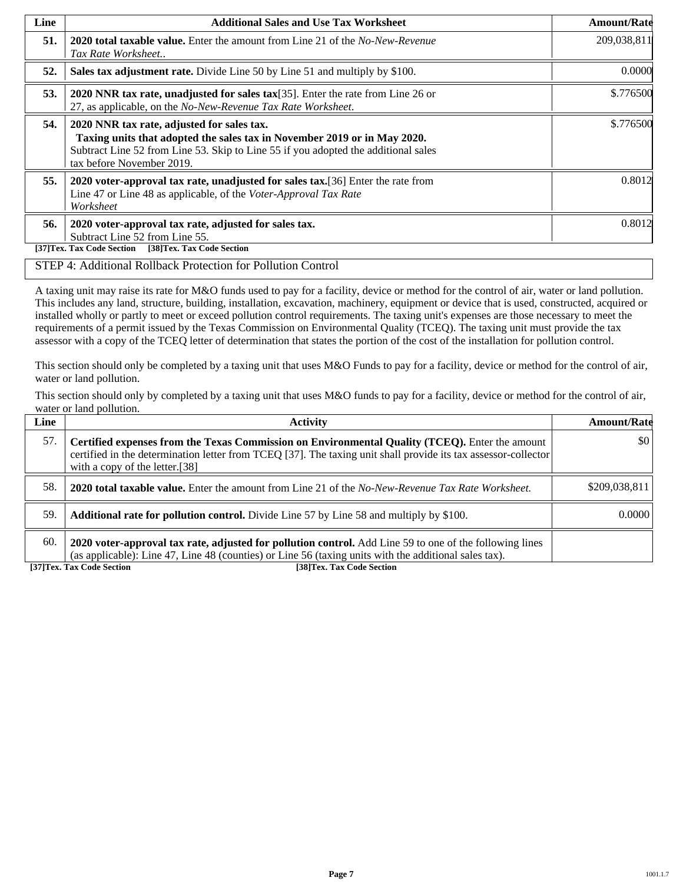| Line | Additional Sales and Use Tax Worksheet | Amount/Rate |
|---|---|---|
| **51.** | **2020 total taxable value.** Enter the amount from Line 21 of the *No-New-Revenue Tax Rate Worksheet.*. | 209,038,811 |
| **52.** | **Sales tax adjustment rate.** Divide Line 50 by Line 51 and multiply by $100. | 0.0000 |
| **53.** | **2020 NNR tax rate, unadjusted for sales tax**[35]. Enter the rate from Line 26 or 27, as applicable, on the *No-New-Revenue Tax Rate Worksheet*. | $.776500 |
| **54.** | **2020 NNR tax rate, adjusted for sales tax.** **Taxing units that adopted the sales tax in November 2019 or in May 2020.** Subtract Line 52 from Line 53. Skip to Line 55 if you adopted the additional sales tax before November 2019. | $.776500 |
| **55.** | **2020 voter-approval tax rate, unadjusted for sales tax.**[36] Enter the rate from Line 47 or Line 48 as applicable, of the *Voter-Approval Tax Rate Worksheet* | 0.8012 |
| **56.** | **2020 voter-approval tax rate, adjusted for sales tax.** Subtract Line 52 from Line 55. | 0.8012 |

**[37]Tex. Tax Code Section** **[38]Tex. Tax Code Section**

STEP 4: Additional Rollback Protection for Pollution Control

A taxing unit may raise its rate for M&O funds used to pay for a facility, device or method for the control of air, water or land pollution. This includes any land, structure, building, installation, excavation, machinery, equipment or device that is used, constructed, acquired or installed wholly or partly to meet or exceed pollution control requirements. The taxing unit's expenses are those necessary to meet the requirements of a permit issued by the Texas Commission on Environmental Quality (TCEQ). The taxing unit must provide the tax assessor with a copy of the TCEQ letter of determination that states the portion of the cost of the installation for pollution control.

This section should only be completed by a taxing unit that uses M&O Funds to pay for a facility, device or method for the control of air, water or land pollution.

This section should only by completed by a taxing unit that uses M&O funds to pay for a facility, device or method for the control of air, water or land pollution.

| Line | Activity | Amount/Rate |
|---|---|---|
| 57. | **Certified expenses from the Texas Commission on Environmental Quality (TCEQ).** Enter the amount certified in the determination letter from TCEQ [37]. The taxing unit shall provide its tax assessor-collector with a copy of the letter.[38] | $0 |
| 58. | **2020 total taxable value.** Enter the amount from Line 21 of the *No-New-Revenue Tax Rate Worksheet.* | $209,038,811 |
| 59. | **Additional rate for pollution control.** Divide Line 57 by Line 58 and multiply by $100. | 0.0000 |
| 60. | **2020 voter-approval tax rate, adjusted for pollution control.** Add Line 59 to one of the following lines (as applicable): Line 47, Line 48 (counties) or Line 56 (taxing units with the additional sales tax). | |

**[37]Tex. Tax Code Section** **[38]Tex. Tax Code Section**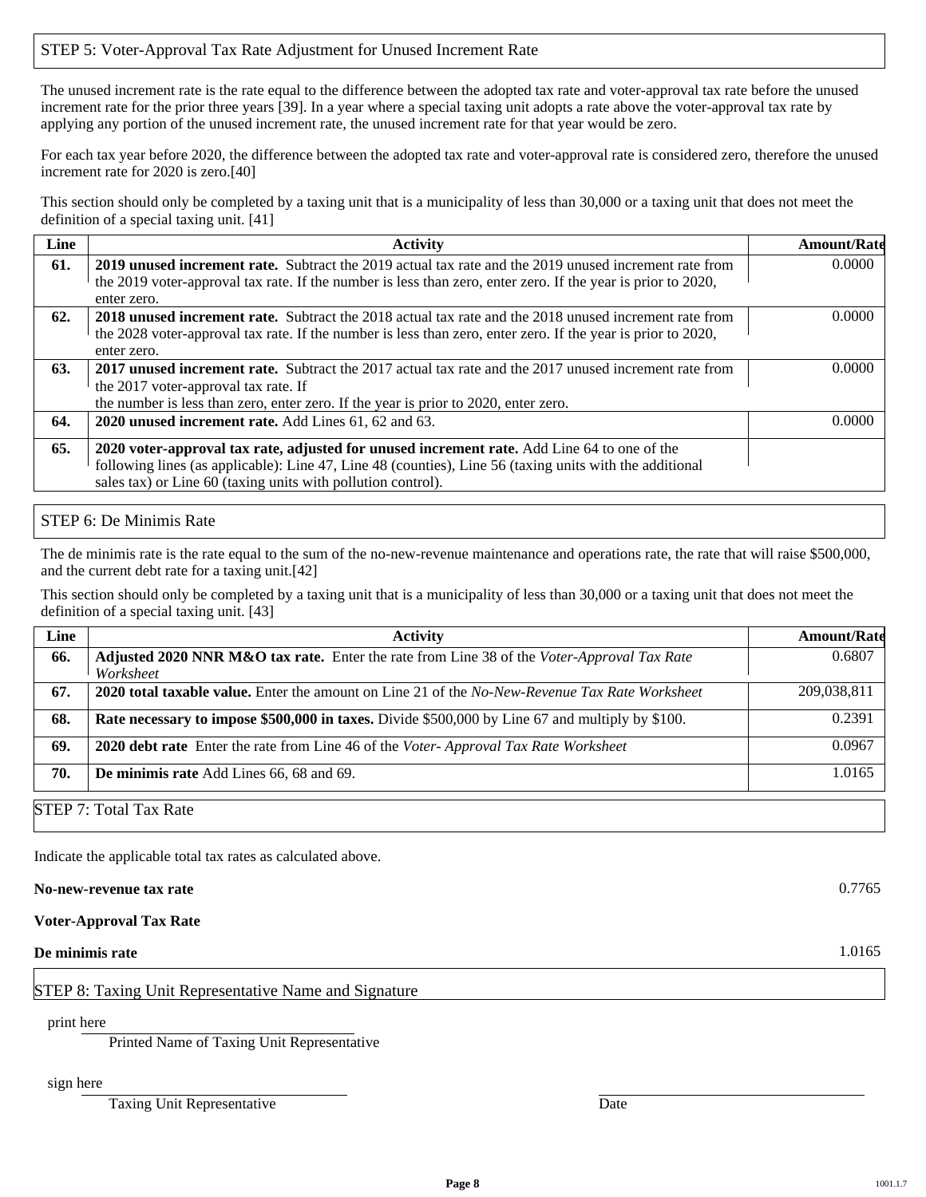## STEP 5: Voter-Approval Tax Rate Adjustment for Unused Increment Rate

The unused increment rate is the rate equal to the difference between the adopted tax rate and voter-approval tax rate before the unused increment rate for the prior three years [39]. In a year where a special taxing unit adopts a rate above the voter-approval tax rate by applying any portion of the unused increment rate, the unused increment rate for that year would be zero.

For each tax year before 2020, the difference between the adopted tax rate and voter-approval rate is considered zero, therefore the unused increment rate for 2020 is zero.[40]

This section should only be completed by a taxing unit that is a municipality of less than 30,000 or a taxing unit that does not meet the definition of a special taxing unit. [41]

| Line | Activity | Amount/Rate |
|---|---|---|
| 61. | **2019 unused increment rate.** Subtract the 2019 actual tax rate and the 2019 unused increment rate from the 2019 voter-approval tax rate. If the number is less than zero, enter zero. If the year is prior to 2020, enter zero. | 0.0000 |
| 62. | **2018 unused increment rate.** Subtract the 2018 actual tax rate and the 2018 unused increment rate from the 2028 voter-approval tax rate. If the number is less than zero, enter zero. If the year is prior to 2020, enter zero. | 0.0000 |
| 63. | **2017 unused increment rate.** Subtract the 2017 actual tax rate and the 2017 unused increment rate from the 2017 voter-approval tax rate. If the number is less than zero, enter zero. If the year is prior to 2020, enter zero. | 0.0000 |
| 64. | **2020 unused increment rate.** Add Lines 61, 62 and 63. | 0.0000 |
| 65. | **2020 voter-approval tax rate, adjusted for unused increment rate.** Add Line 64 to one of the following lines (as applicable): Line 47, Line 48 (counties), Line 56 (taxing units with the additional sales tax) or Line 60 (taxing units with pollution control). | |

## STEP 6: De Minimis Rate

The de minimis rate is the rate equal to the sum of the no-new-revenue maintenance and operations rate, the rate that will raise $500,000, and the current debt rate for a taxing unit.[42]

This section should only be completed by a taxing unit that is a municipality of less than 30,000 or a taxing unit that does not meet the definition of a special taxing unit. [43]

| Line | Activity | Amount/Rate |
|---|---|---|
| 66. | **Adjusted 2020 NNR M&O tax rate.** Enter the rate from Line 38 of the *Voter-Approval Tax Rate Worksheet* | 0.6807 |
| 67. | **2020 total taxable value.** Enter the amount on Line 21 of the *No-New-Revenue Tax Rate Worksheet* | 209,038,811 |
| 68. | **Rate necessary to impose $500,000 in taxes.** Divide $500,000 by Line 67 and multiply by $100. | 0.2391 |
| 69. | **2020 debt rate** Enter the rate from Line 46 of the *Voter- Approval Tax Rate Worksheet* | 0.0967 |
| 70. | **De minimis rate** Add Lines 66, 68 and 69. | 1.0165 |

## STEP 7: Total Tax Rate

Indicate the applicable total tax rates as calculated above.

**No-new-revenue tax rate** 0.7765

**Voter-Approval Tax Rate**

**De minimis rate** 1.0165

## STEP 8: Taxing Unit Representative Name and Signature

print here ______________________________
Printed Name of Taxing Unit Representative

sign here ______________________________
Taxing Unit Representative

______________________________
Date